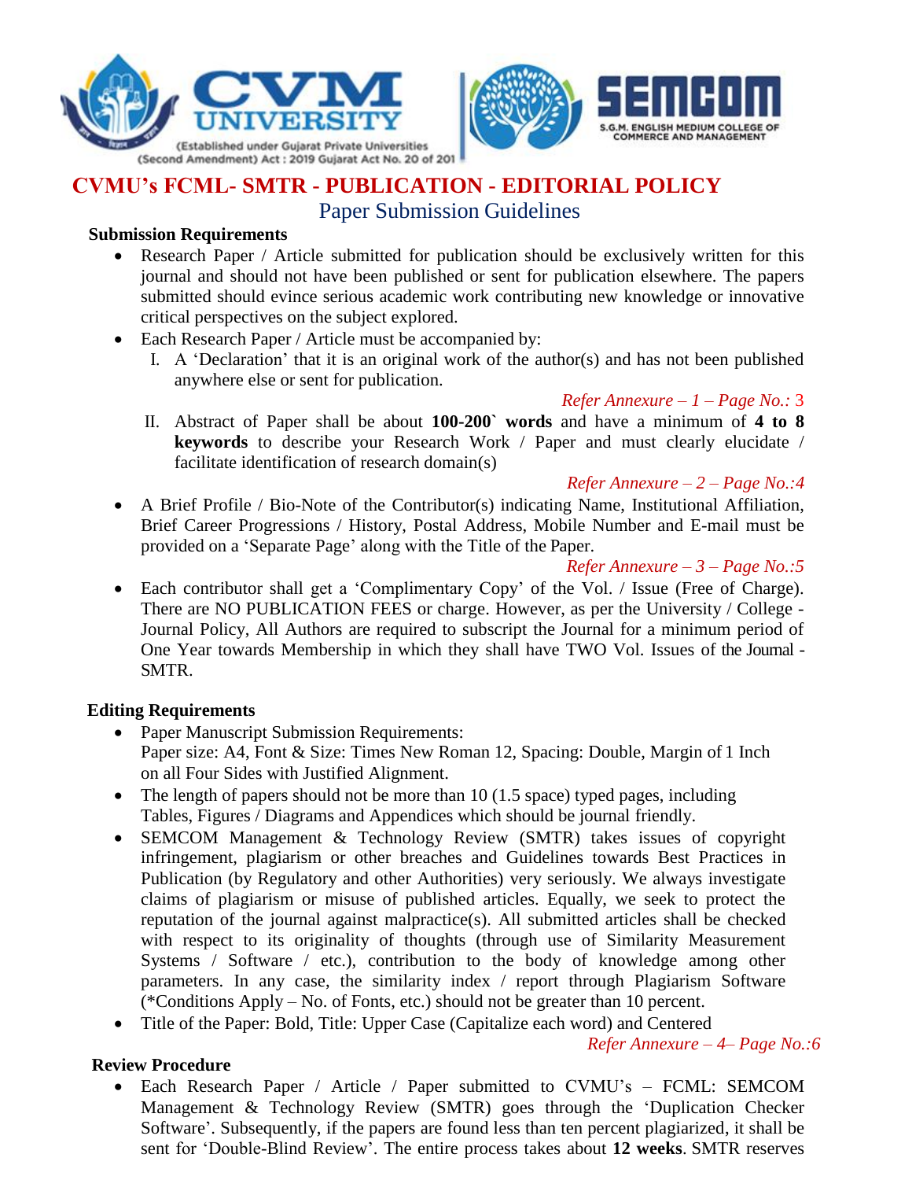CVM UNIVERSITY

(Established under Gujarat Private Universities (Second Amendment) Act : 2019 Gujarat Act No. 20 of 201

SEMCOM

S.G.M. ENGLISH MEDIUM COLLEGE OF COMMERCE AND MANAGEMENT

# CVMU's FCML- SMTR - PUBLICATION - EDITORIAL POLICY

## Paper Submission Guidelines

### Submission Requirements

- Research Paper / Article submitted for publication should be exclusively written for this journal and should not have been published or sent for publication elsewhere. The papers submitted should evince serious academic work contributing new knowledge or innovative critical perspectives on the subject explored.
- Each Research Paper / Article must be accompanied by:
  I. A 'Declaration' that it is an original work of the author(s) and has not been published anywhere else or sent for publication.

     *Refer Annexure – 1 – Page No.:* 3

  II. Abstract of Paper shall be about **100-200` words** and have a minimum of **4 to 8 keywords** to describe your Research Work / Paper and must clearly elucidate / facilitate identification of research domain(s)

     *Refer Annexure – 2 – Page No.:4*
- A Brief Profile / Bio-Note of the Contributor(s) indicating Name, Institutional Affiliation, Brief Career Progressions / History, Postal Address, Mobile Number and E-mail must be provided on a 'Separate Page' along with the Title of the Paper.

  *Refer Annexure – 3 – Page No.:5*
- Each contributor shall get a 'Complimentary Copy' of the Vol. / Issue (Free of Charge). There are NO PUBLICATION FEES or charge. However, as per the University / College - Journal Policy, All Authors are required to subscript the Journal for a minimum period of One Year towards Membership in which they shall have TWO Vol. Issues of the Journal - SMTR.

### Editing Requirements

- Paper Manuscript Submission Requirements:
  Paper size: A4, Font & Size: Times New Roman 12, Spacing: Double, Margin of 1 Inch on all Four Sides with Justified Alignment.
- The length of papers should not be more than 10 (1.5 space) typed pages, including Tables, Figures / Diagrams and Appendices which should be journal friendly.
- SEMCOM Management & Technology Review (SMTR) takes issues of copyright infringement, plagiarism or other breaches and Guidelines towards Best Practices in Publication (by Regulatory and other Authorities) very seriously. We always investigate claims of plagiarism or misuse of published articles. Equally, we seek to protect the reputation of the journal against malpractice(s). All submitted articles shall be checked with respect to its originality of thoughts (through use of Similarity Measurement Systems / Software / etc.), contribution to the body of knowledge among other parameters. In any case, the similarity index / report through Plagiarism Software (*Conditions Apply – No. of Fonts, etc.) should not be greater than 10 percent.
- Title of the Paper: Bold, Title: Upper Case (Capitalize each word) and Centered

  *Refer Annexure – 4– Page No.:6*

### Review Procedure

- Each Research Paper / Article / Paper submitted to CVMU's – FCML: SEMCOM Management & Technology Review (SMTR) goes through the 'Duplication Checker Software'. Subsequently, if the papers are found less than ten percent plagiarized, it shall be sent for 'Double-Blind Review'. The entire process takes about **12 weeks**. SMTR reserves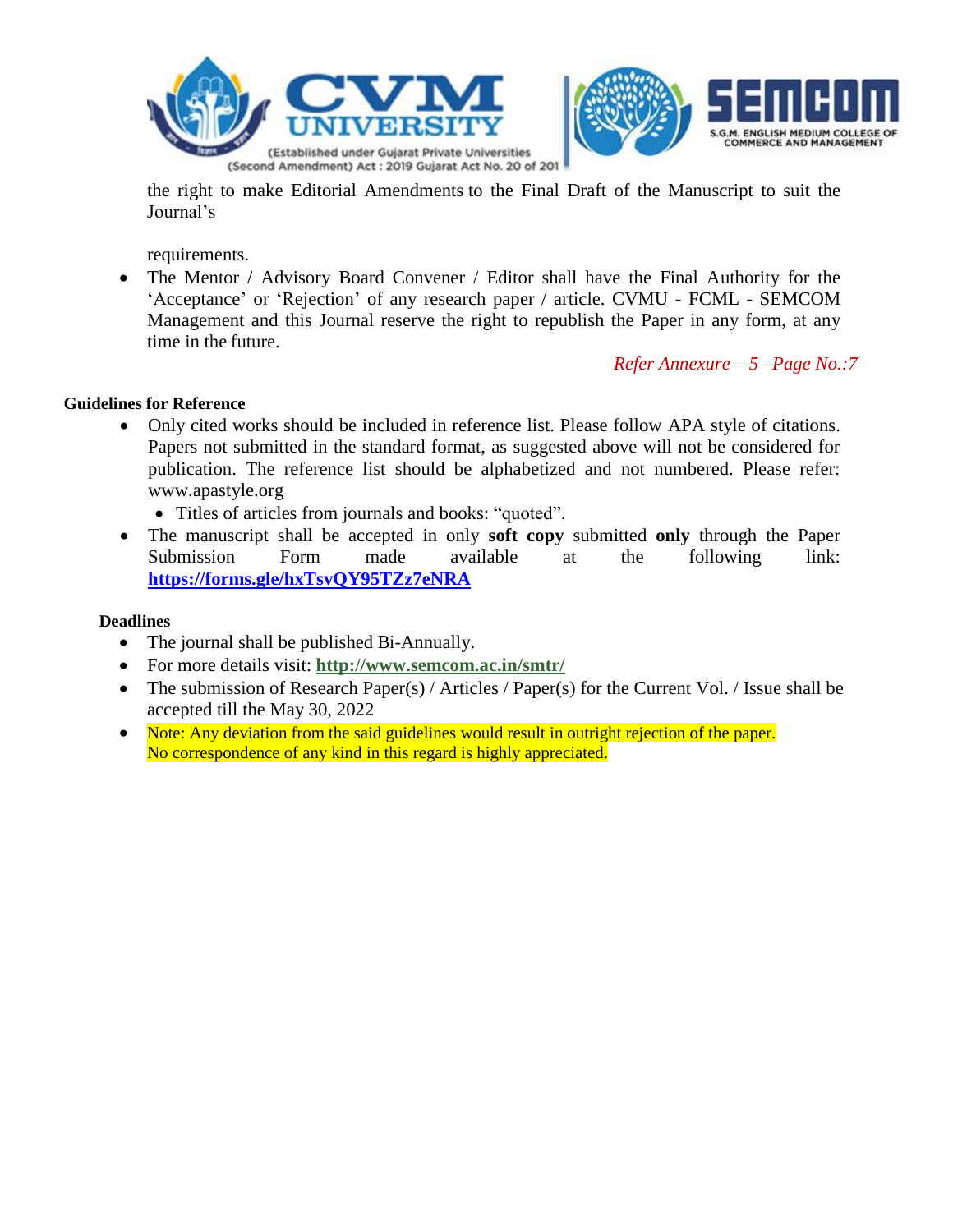the right to make Editorial Amendments to the Final Draft of the Manuscript to suit the Journal's

requirements.

- The Mentor / Advisory Board Convener / Editor shall have the Final Authority for the 'Acceptance' or 'Rejection' of any research paper / article. CVMU - FCML - SEMCOM Management and this Journal reserve the right to republish the Paper in any form, at any time in the future.

*Refer Annexure – 5 –Page No.:7*

**Guidelines for Reference**

- Only cited works should be included in reference list. Please follow APA style of citations. Papers not submitted in the standard format, as suggested above will not be considered for publication. The reference list should be alphabetized and not numbered. Please refer: www.apastyle.org
  - Titles of articles from journals and books: "quoted".
- The manuscript shall be accepted in only **soft copy** submitted **only** through the Paper Submission Form made available at the following link: **https://forms.gle/hxTsvQY95TZz7eNRA**

**Deadlines**

- The journal shall be published Bi-Annually.
- For more details visit: **http://www.semcom.ac.in/smtr/**
- The submission of Research Paper(s) / Articles / Paper(s) for the Current Vol. / Issue shall be accepted till the May 30, 2022
- Note: Any deviation from the said guidelines would result in outright rejection of the paper. No correspondence of any kind in this regard is highly appreciated.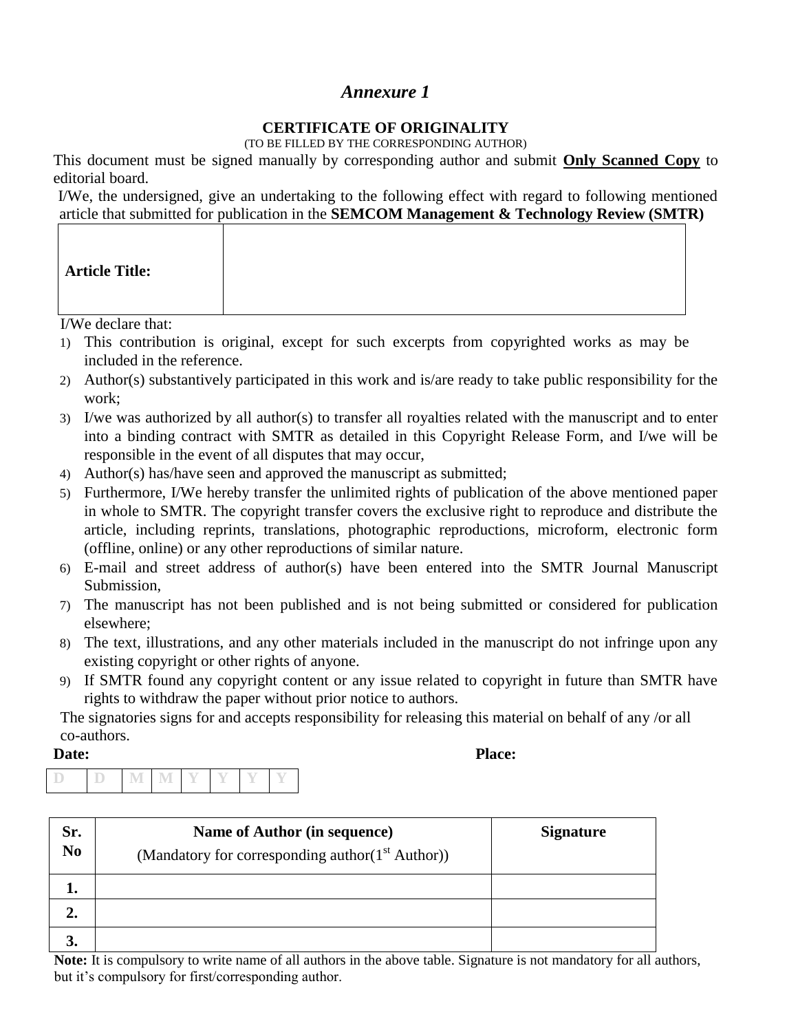# *Annexure 1*

## CERTIFICATE OF ORIGINALITY

(TO BE FILLED BY THE CORRESPONDING AUTHOR)

This document must be signed manually by corresponding author and submit **Only Scanned Copy** to editorial board.

I/We, the undersigned, give an undertaking to the following effect with regard to following mentioned article that submitted for publication in the **SEMCOM Management & Technology Review (SMTR)**

| **Article Title:** | |
|---|---|

I/We declare that:

1) This contribution is original, except for such excerpts from copyrighted works as may be included in the reference.
2) Author(s) substantively participated in this work and is/are ready to take public responsibility for the work;
3) I/we was authorized by all author(s) to transfer all royalties related with the manuscript and to enter into a binding contract with SMTR as detailed in this Copyright Release Form, and I/we will be responsible in the event of all disputes that may occur,
4) Author(s) has/have seen and approved the manuscript as submitted;
5) Furthermore, I/We hereby transfer the unlimited rights of publication of the above mentioned paper in whole to SMTR. The copyright transfer covers the exclusive right to reproduce and distribute the article, including reprints, translations, photographic reproductions, microform, electronic form (offline, online) or any other reproductions of similar nature.
6) E-mail and street address of author(s) have been entered into the SMTR Journal Manuscript Submission,
7) The manuscript has not been published and is not being submitted or considered for publication elsewhere;
8) The text, illustrations, and any other materials included in the manuscript do not infringe upon any existing copyright or other rights of anyone.
9) If SMTR found any copyright content or any issue related to copyright in future than SMTR have rights to withdraw the paper without prior notice to authors.

The signatories signs for and accepts responsibility for releasing this material on behalf of any /or all co-authors.

**Date:** **Place:**

| D | D | M | M | Y | Y | Y | Y |
|---|---|---|---|---|---|---|---|

| Sr. No | Name of Author (in sequence) (Mandatory for corresponding author(1st Author)) | Signature |
|---|---|---|
| **1.** | | |
| **2.** | | |
| **3.** | | |

**Note:** It is compulsory to write name of all authors in the above table. Signature is not mandatory for all authors, but it's compulsory for first/corresponding author.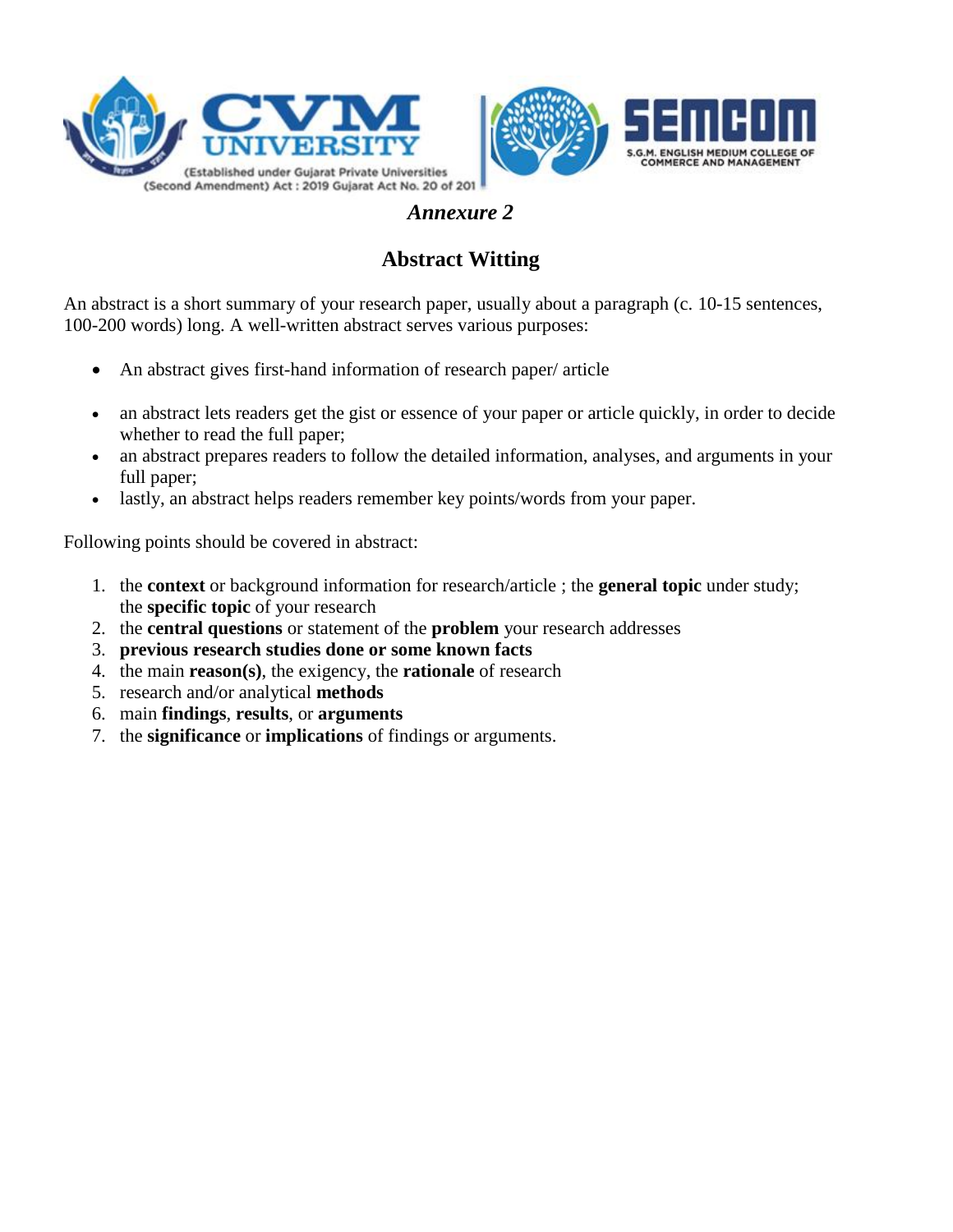*Annexure 2*

## Abstract Witting

An abstract is a short summary of your research paper, usually about a paragraph (c. 10-15 sentences, 100-200 words) long. A well-written abstract serves various purposes:

- An abstract gives first-hand information of research paper/ article
- an abstract lets readers get the gist or essence of your paper or article quickly, in order to decide whether to read the full paper;
- an abstract prepares readers to follow the detailed information, analyses, and arguments in your full paper;
- lastly, an abstract helps readers remember key points/words from your paper.

Following points should be covered in abstract:

1. the **context** or background information for research/article ; the **general topic** under study; the **specific topic** of your research
2. the **central questions** or statement of the **problem** your research addresses
3. **previous research studies done or some known facts**
4. the main **reason(s)**, the exigency, the **rationale** of research
5. research and/or analytical **methods**
6. main **findings**, **results**, or **arguments**
7. the **significance** or **implications** of findings or arguments.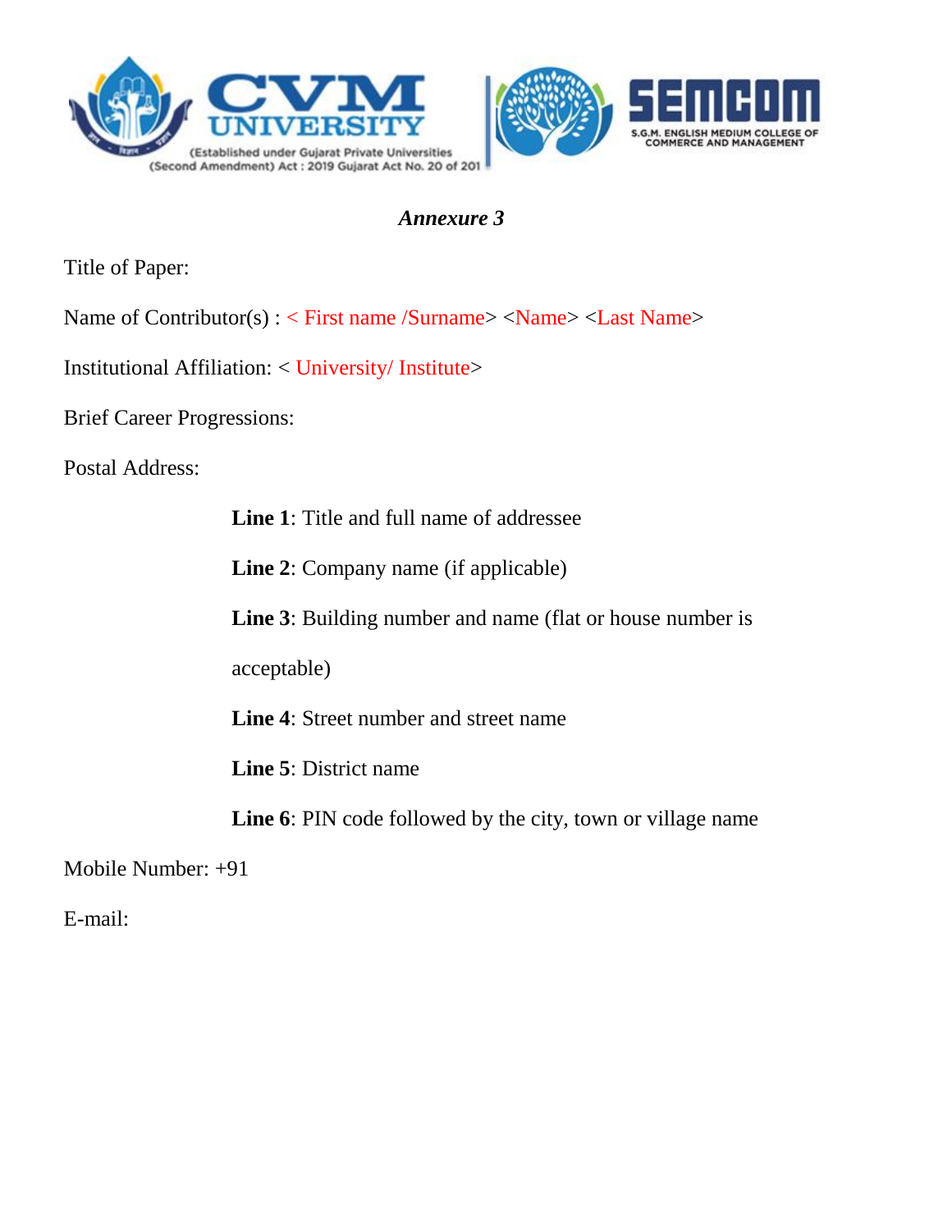*Annexure 3*

Title of Paper:

Name of Contributor(s) : < First name /Surname> <Name> <Last Name>

Institutional Affiliation: < University/ Institute>

Brief Career Progressions:

Postal Address:

**Line 1**: Title and full name of addressee

**Line 2**: Company name (if applicable)

**Line 3**: Building number and name (flat or house number is acceptable)

**Line 4**: Street number and street name

**Line 5**: District name

**Line 6**: PIN code followed by the city, town or village name

Mobile Number: +91

E-mail: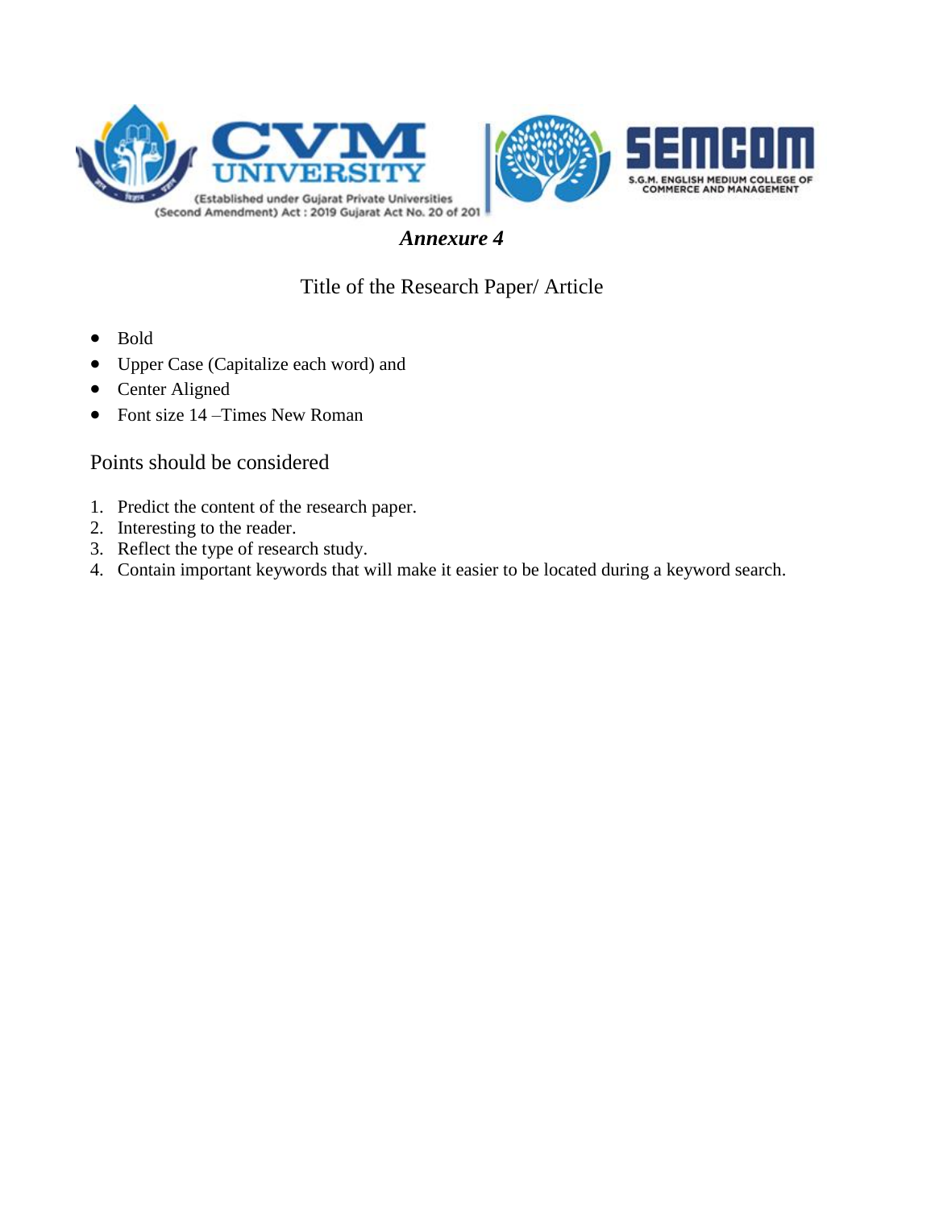*Annexure 4*

Title of the Research Paper/ Article

- Bold
- Upper Case (Capitalize each word) and
- Center Aligned
- Font size 14 –Times New Roman

Points should be considered

1. Predict the content of the research paper.
2. Interesting to the reader.
3. Reflect the type of research study.
4. Contain important keywords that will make it easier to be located during a keyword search.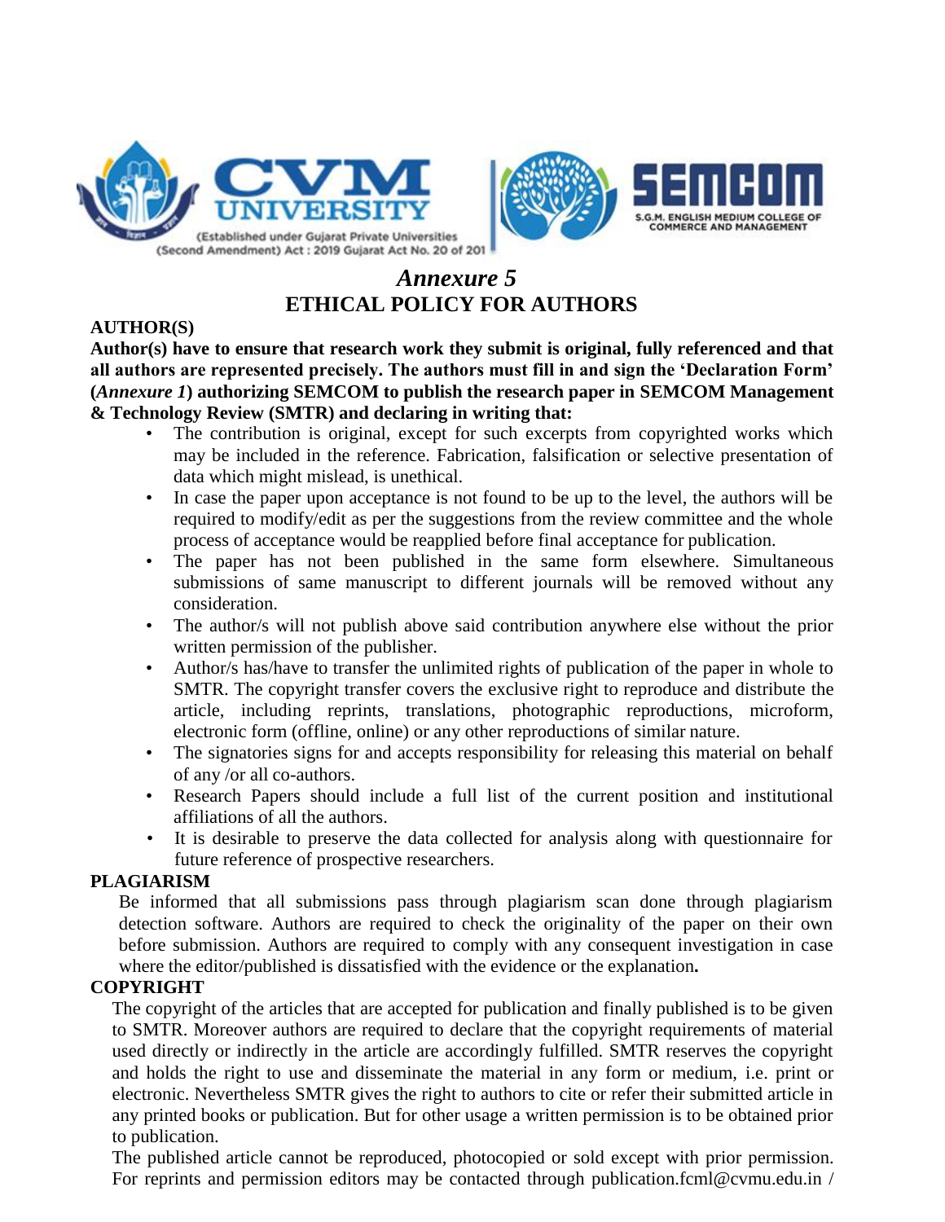CVM UNIVERSITY

(Established under Gujarat Private Universities (Second Amendment) Act : 2019 Gujarat Act No. 20 of 201

SEMCOM

S.G.M. ENGLISH MEDIUM COLLEGE OF COMMERCE AND MANAGEMENT

# *Annexure 5*
# ETHICAL POLICY FOR AUTHORS

## AUTHOR(S)

**Author(s) have to ensure that research work they submit is original, fully referenced and that all authors are represented precisely. The authors must fill in and sign the 'Declaration Form' (*Annexure 1*) authorizing SEMCOM to publish the research paper in SEMCOM Management & Technology Review (SMTR) and declaring in writing that:**

- The contribution is original, except for such excerpts from copyrighted works which may be included in the reference. Fabrication, falsification or selective presentation of data which might mislead, is unethical.
- In case the paper upon acceptance is not found to be up to the level, the authors will be required to modify/edit as per the suggestions from the review committee and the whole process of acceptance would be reapplied before final acceptance for publication.
- The paper has not been published in the same form elsewhere. Simultaneous submissions of same manuscript to different journals will be removed without any consideration.
- The author/s will not publish above said contribution anywhere else without the prior written permission of the publisher.
- Author/s has/have to transfer the unlimited rights of publication of the paper in whole to SMTR. The copyright transfer covers the exclusive right to reproduce and distribute the article, including reprints, translations, photographic reproductions, microform, electronic form (offline, online) or any other reproductions of similar nature.
- The signatories signs for and accepts responsibility for releasing this material on behalf of any /or all co-authors.
- Research Papers should include a full list of the current position and institutional affiliations of all the authors.
- It is desirable to preserve the data collected for analysis along with questionnaire for future reference of prospective researchers.

## PLAGIARISM

Be informed that all submissions pass through plagiarism scan done through plagiarism detection software. Authors are required to check the originality of the paper on their own before submission. Authors are required to comply with any consequent investigation in case where the editor/published is dissatisfied with the evidence or the explanation**.**

## COPYRIGHT

The copyright of the articles that are accepted for publication and finally published is to be given to SMTR. Moreover authors are required to declare that the copyright requirements of material used directly or indirectly in the article are accordingly fulfilled. SMTR reserves the copyright and holds the right to use and disseminate the material in any form or medium, i.e. print or electronic. Nevertheless SMTR gives the right to authors to cite or refer their submitted article in any printed books or publication. But for other usage a written permission is to be obtained prior to publication.

The published article cannot be reproduced, photocopied or sold except with prior permission. For reprints and permission editors may be contacted through publication.fcml@cvmu.edu.in /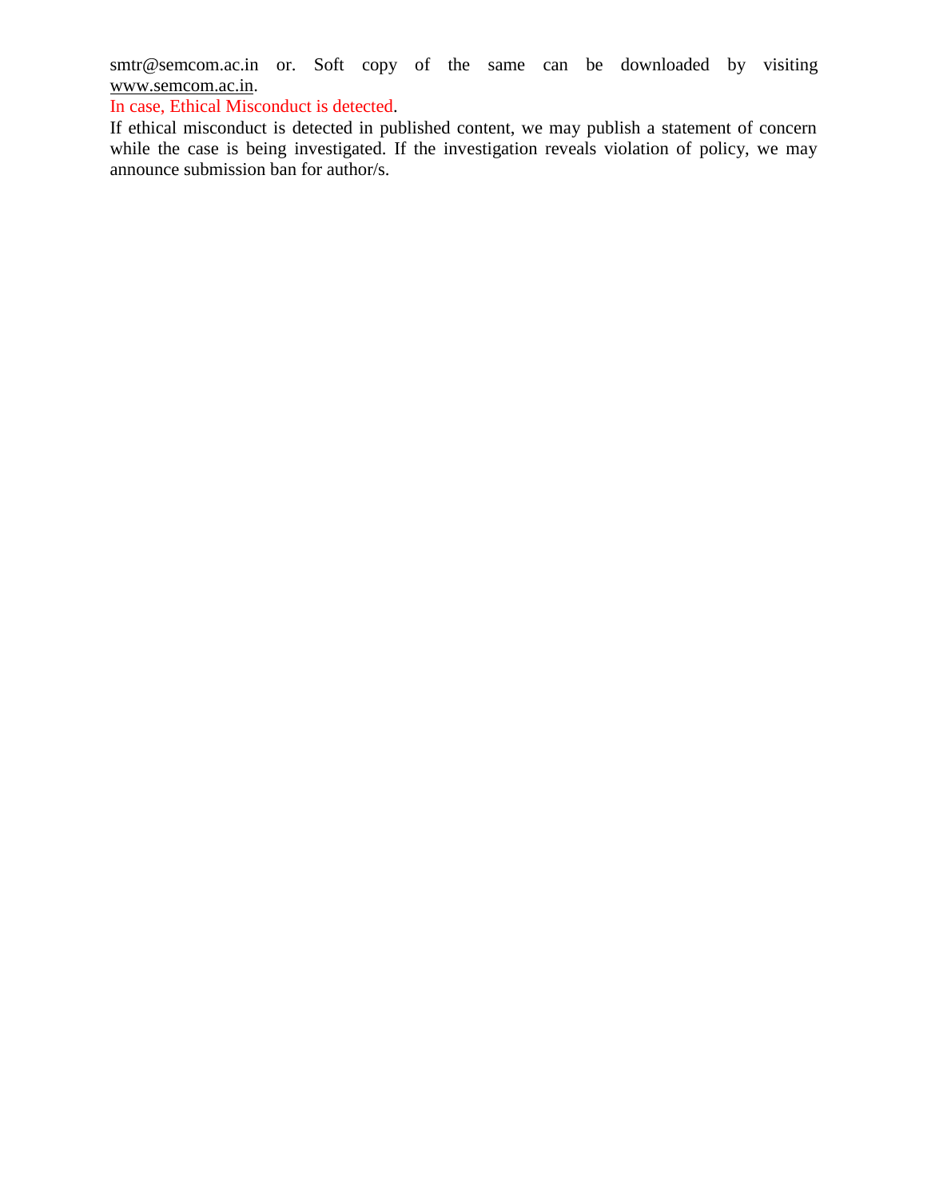smtr@semcom.ac.in or. Soft copy of the same can be downloaded by visiting www.semcom.ac.in.

In case, Ethical Misconduct is detected.

If ethical misconduct is detected in published content, we may publish a statement of concern while the case is being investigated. If the investigation reveals violation of policy, we may announce submission ban for author/s.